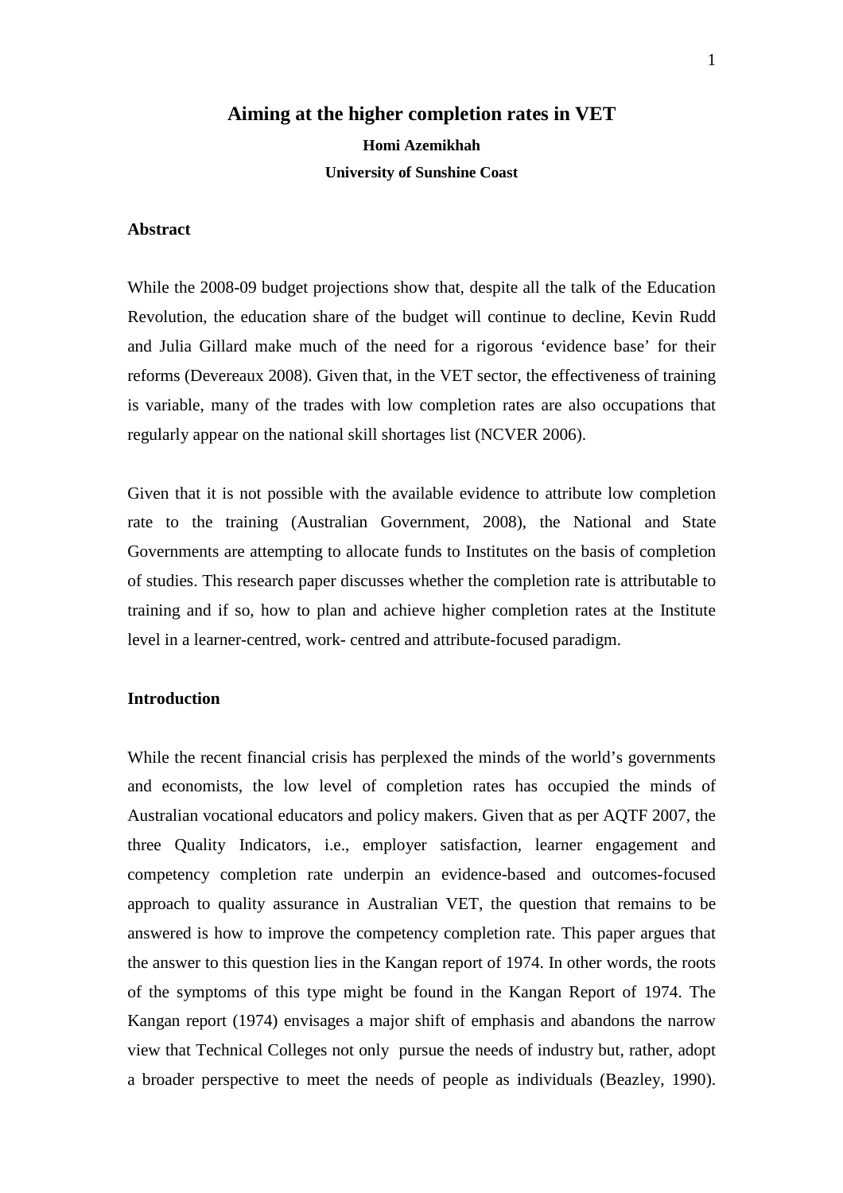# Aiming at the higher completion rates in VET

**Homi Azemikhah**

**University of Sunshine Coast**

## Abstract

While the 2008-09 budget projections show that, despite all the talk of the Education Revolution, the education share of the budget will continue to decline, Kevin Rudd and Julia Gillard make much of the need for a rigorous 'evidence base' for their reforms (Devereaux 2008). Given that, in the VET sector, the effectiveness of training is variable, many of the trades with low completion rates are also occupations that regularly appear on the national skill shortages list (NCVER 2006).

Given that it is not possible with the available evidence to attribute low completion rate to the training (Australian Government, 2008), the National and State Governments are attempting to allocate funds to Institutes on the basis of completion of studies. This research paper discusses whether the completion rate is attributable to training and if so, how to plan and achieve higher completion rates at the Institute level in a learner-centred, work- centred and attribute-focused paradigm.

## Introduction

While the recent financial crisis has perplexed the minds of the world's governments and economists, the low level of completion rates has occupied the minds of Australian vocational educators and policy makers. Given that as per AQTF 2007, the three Quality Indicators, i.e., employer satisfaction, learner engagement and competency completion rate underpin an evidence-based and outcomes-focused approach to quality assurance in Australian VET, the question that remains to be answered is how to improve the competency completion rate. This paper argues that the answer to this question lies in the Kangan report of 1974. In other words, the roots of the symptoms of this type might be found in the Kangan Report of 1974. The Kangan report (1974) envisages a major shift of emphasis and abandons the narrow view that Technical Colleges not only pursue the needs of industry but, rather, adopt a broader perspective to meet the needs of people as individuals (Beazley, 1990).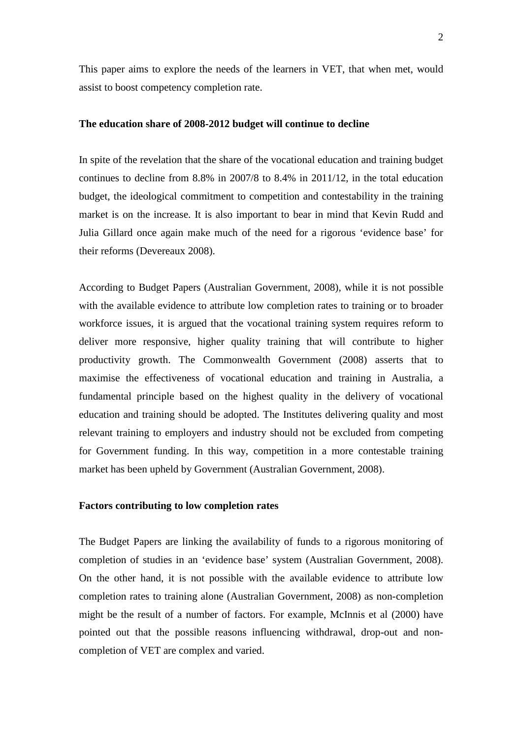This paper aims to explore the needs of the learners in VET, that when met, would assist to boost competency completion rate.

**The education share of 2008-2012 budget will continue to decline**

In spite of the revelation that the share of the vocational education and training budget continues to decline from 8.8% in 2007/8 to 8.4% in 2011/12, in the total education budget, the ideological commitment to competition and contestability in the training market is on the increase. It is also important to bear in mind that Kevin Rudd and Julia Gillard once again make much of the need for a rigorous ‘evidence base’ for their reforms (Devereaux 2008).

According to Budget Papers (Australian Government, 2008), while it is not possible with the available evidence to attribute low completion rates to training or to broader workforce issues, it is argued that the vocational training system requires reform to deliver more responsive, higher quality training that will contribute to higher productivity growth. The Commonwealth Government (2008) asserts that to maximise the effectiveness of vocational education and training in Australia, a fundamental principle based on the highest quality in the delivery of vocational education and training should be adopted. The Institutes delivering quality and most relevant training to employers and industry should not be excluded from competing for Government funding. In this way, competition in a more contestable training market has been upheld by Government (Australian Government, 2008).

**Factors contributing to low completion rates**

The Budget Papers are linking the availability of funds to a rigorous monitoring of completion of studies in an ‘evidence base’ system (Australian Government, 2008). On the other hand, it is not possible with the available evidence to attribute low completion rates to training alone (Australian Government, 2008) as non-completion might be the result of a number of factors. For example, McInnis et al (2000) have pointed out that the possible reasons influencing withdrawal, drop-out and non-completion of VET are complex and varied.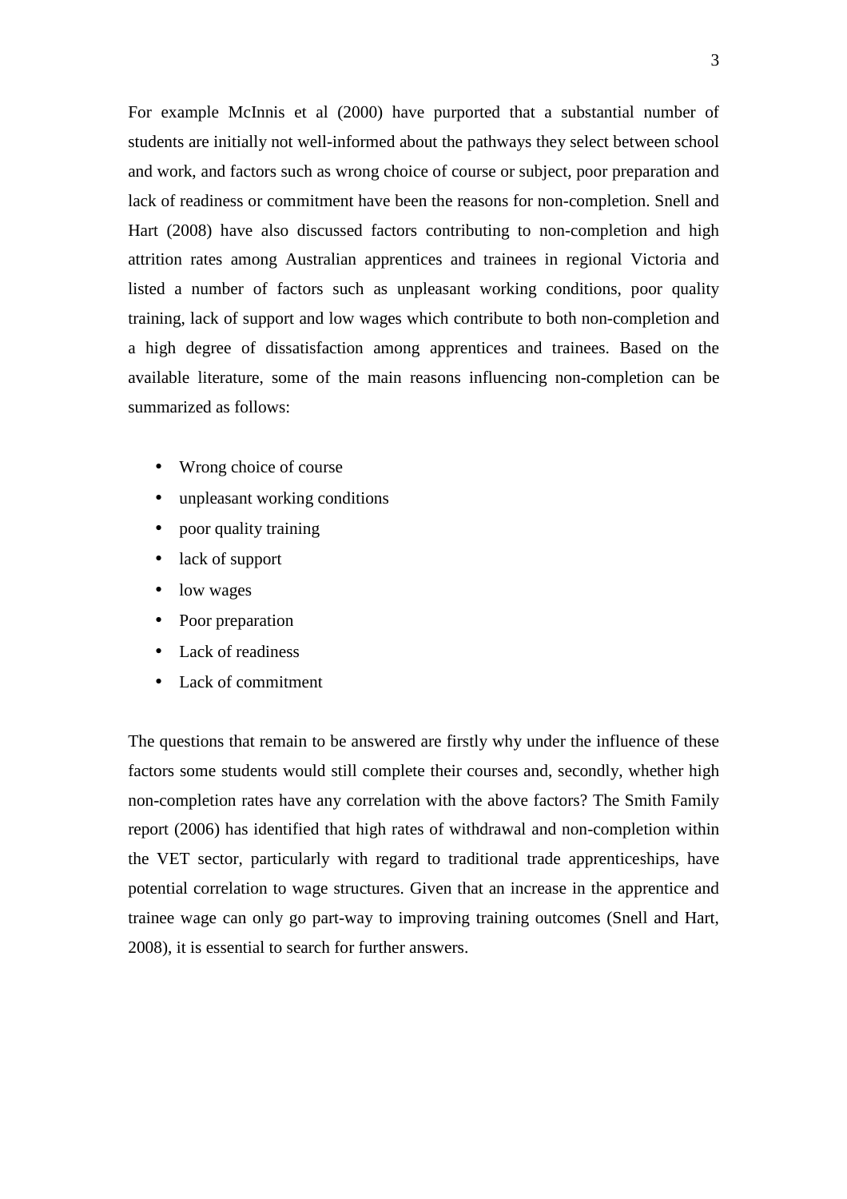For example McInnis et al (2000) have purported that a substantial number of students are initially not well-informed about the pathways they select between school and work, and factors such as wrong choice of course or subject, poor preparation and lack of readiness or commitment have been the reasons for non-completion. Snell and Hart (2008) have also discussed factors contributing to non-completion and high attrition rates among Australian apprentices and trainees in regional Victoria and listed a number of factors such as unpleasant working conditions, poor quality training, lack of support and low wages which contribute to both non-completion and a high degree of dissatisfaction among apprentices and trainees. Based on the available literature, some of the main reasons influencing non-completion can be summarized as follows:

- Wrong choice of course
- unpleasant working conditions
- poor quality training
- lack of support
- low wages
- Poor preparation
- Lack of readiness
- Lack of commitment

The questions that remain to be answered are firstly why under the influence of these factors some students would still complete their courses and, secondly, whether high non-completion rates have any correlation with the above factors? The Smith Family report (2006) has identified that high rates of withdrawal and non-completion within the VET sector, particularly with regard to traditional trade apprenticeships, have potential correlation to wage structures. Given that an increase in the apprentice and trainee wage can only go part-way to improving training outcomes (Snell and Hart, 2008), it is essential to search for further answers.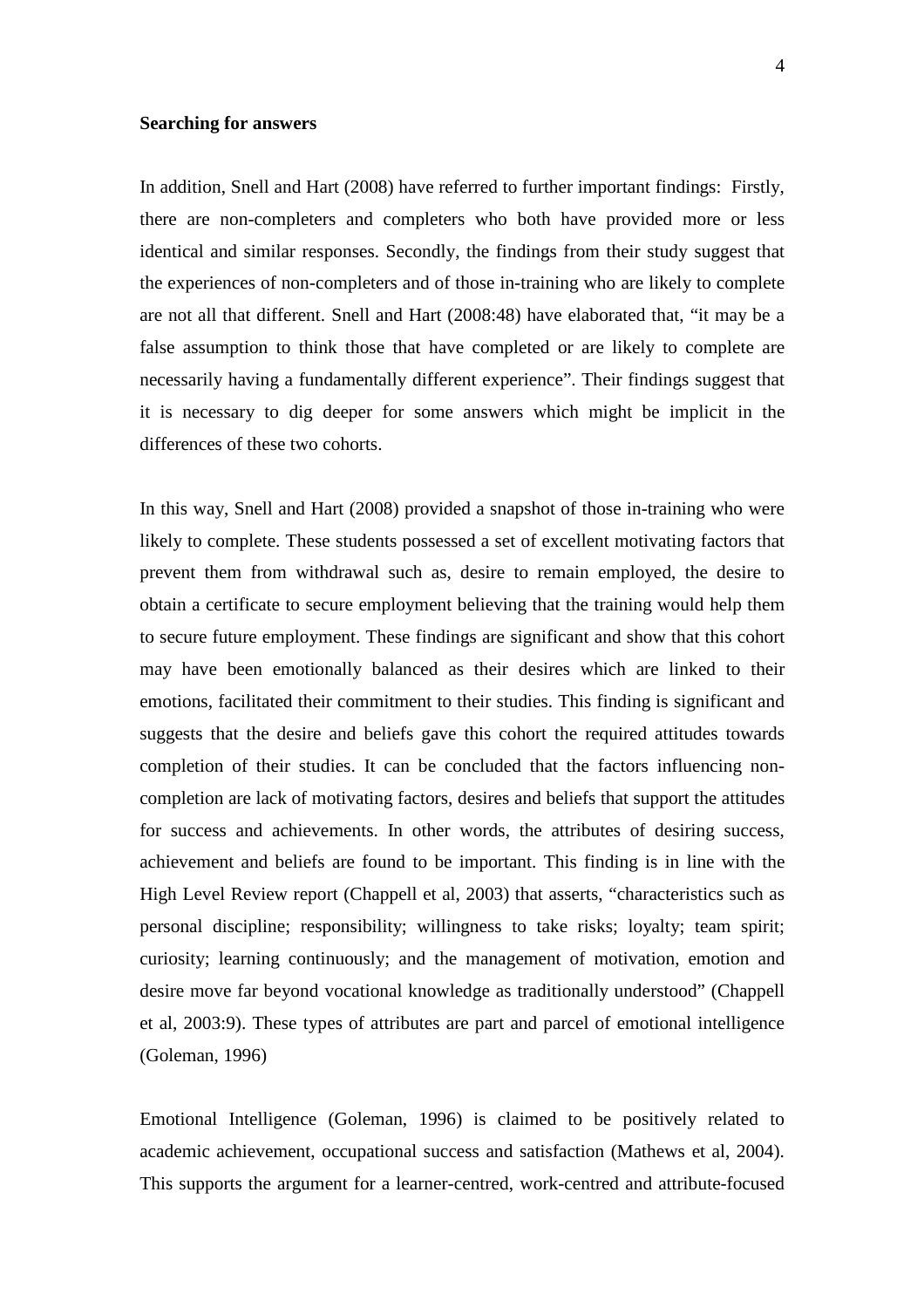**Searching for answers**

In addition, Snell and Hart (2008) have referred to further important findings: Firstly, there are non-completers and completers who both have provided more or less identical and similar responses. Secondly, the findings from their study suggest that the experiences of non-completers and of those in-training who are likely to complete are not all that different. Snell and Hart (2008:48) have elaborated that, "it may be a false assumption to think those that have completed or are likely to complete are necessarily having a fundamentally different experience". Their findings suggest that it is necessary to dig deeper for some answers which might be implicit in the differences of these two cohorts.

In this way, Snell and Hart (2008) provided a snapshot of those in-training who were likely to complete. These students possessed a set of excellent motivating factors that prevent them from withdrawal such as, desire to remain employed, the desire to obtain a certificate to secure employment believing that the training would help them to secure future employment. These findings are significant and show that this cohort may have been emotionally balanced as their desires which are linked to their emotions, facilitated their commitment to their studies. This finding is significant and suggests that the desire and beliefs gave this cohort the required attitudes towards completion of their studies. It can be concluded that the factors influencing non-completion are lack of motivating factors, desires and beliefs that support the attitudes for success and achievements. In other words, the attributes of desiring success, achievement and beliefs are found to be important. This finding is in line with the High Level Review report (Chappell et al, 2003) that asserts, "characteristics such as personal discipline; responsibility; willingness to take risks; loyalty; team spirit; curiosity; learning continuously; and the management of motivation, emotion and desire move far beyond vocational knowledge as traditionally understood" (Chappell et al, 2003:9). These types of attributes are part and parcel of emotional intelligence (Goleman, 1996)

Emotional Intelligence (Goleman, 1996) is claimed to be positively related to academic achievement, occupational success and satisfaction (Mathews et al, 2004). This supports the argument for a learner-centred, work-centred and attribute-focused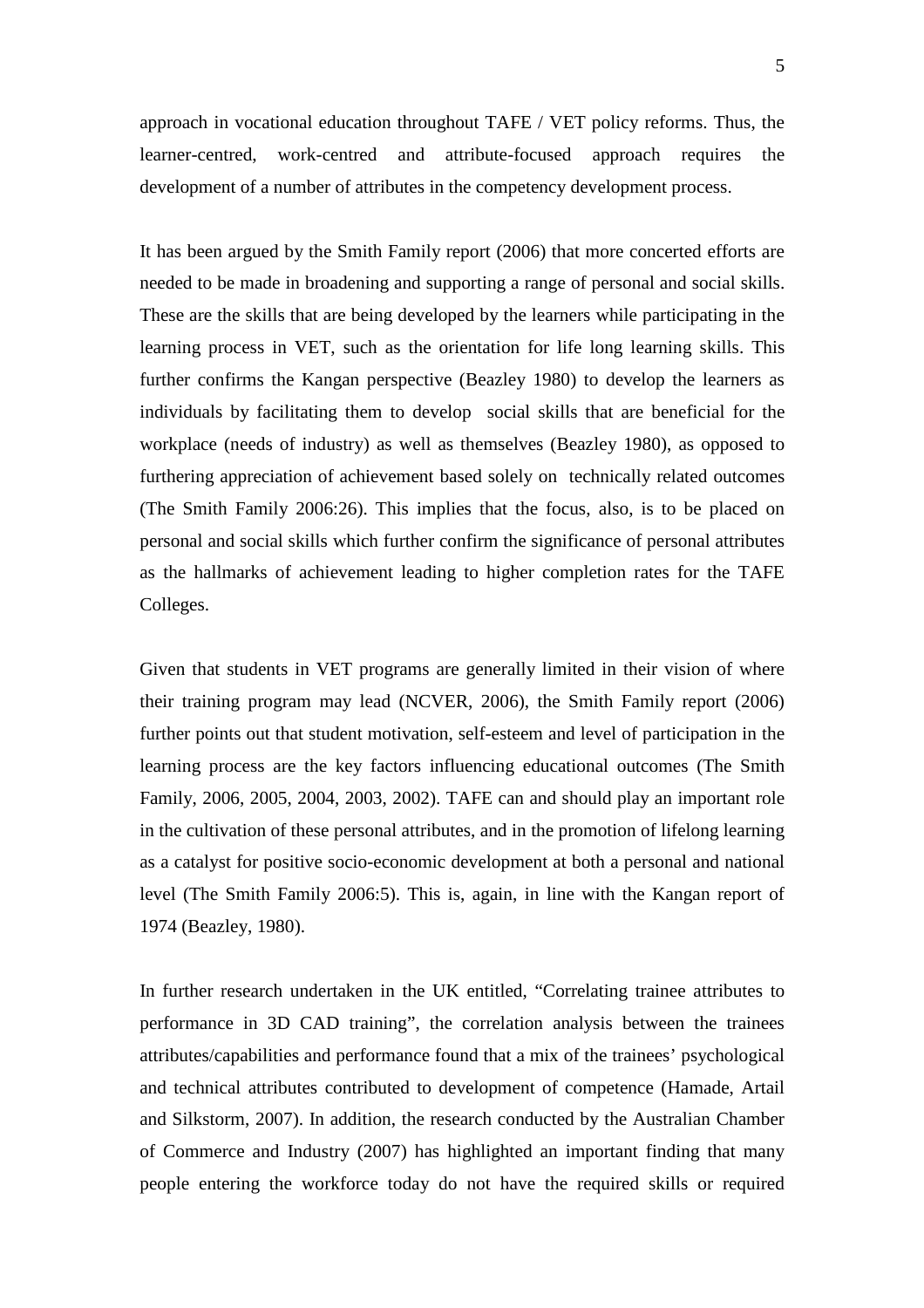approach in vocational education throughout TAFE / VET policy reforms. Thus, the learner-centred, work-centred and attribute-focused approach requires the development of a number of attributes in the competency development process.

It has been argued by the Smith Family report (2006) that more concerted efforts are needed to be made in broadening and supporting a range of personal and social skills. These are the skills that are being developed by the learners while participating in the learning process in VET, such as the orientation for life long learning skills. This further confirms the Kangan perspective (Beazley 1980) to develop the learners as individuals by facilitating them to develop social skills that are beneficial for the workplace (needs of industry) as well as themselves (Beazley 1980), as opposed to furthering appreciation of achievement based solely on technically related outcomes (The Smith Family 2006:26). This implies that the focus, also, is to be placed on personal and social skills which further confirm the significance of personal attributes as the hallmarks of achievement leading to higher completion rates for the TAFE Colleges.

Given that students in VET programs are generally limited in their vision of where their training program may lead (NCVER, 2006), the Smith Family report (2006) further points out that student motivation, self-esteem and level of participation in the learning process are the key factors influencing educational outcomes (The Smith Family, 2006, 2005, 2004, 2003, 2002). TAFE can and should play an important role in the cultivation of these personal attributes, and in the promotion of lifelong learning as a catalyst for positive socio-economic development at both a personal and national level (The Smith Family 2006:5). This is, again, in line with the Kangan report of 1974 (Beazley, 1980).

In further research undertaken in the UK entitled, "Correlating trainee attributes to performance in 3D CAD training", the correlation analysis between the trainees attributes/capabilities and performance found that a mix of the trainees' psychological and technical attributes contributed to development of competence (Hamade, Artail and Silkstorm, 2007). In addition, the research conducted by the Australian Chamber of Commerce and Industry (2007) has highlighted an important finding that many people entering the workforce today do not have the required skills or required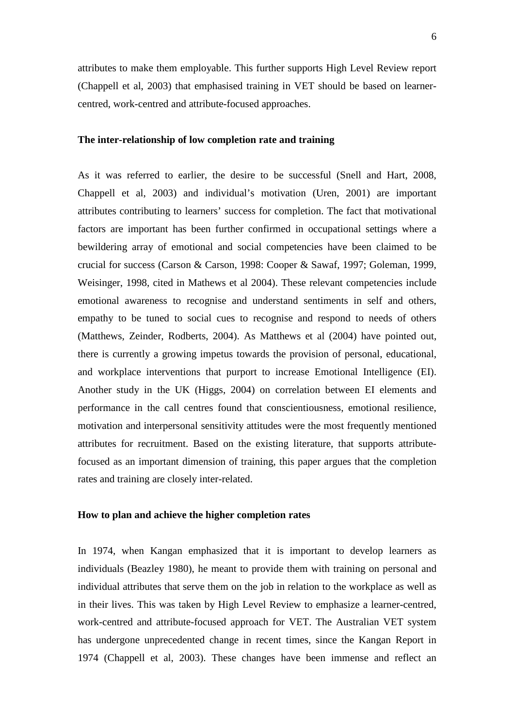attributes to make them employable. This further supports High Level Review report (Chappell et al, 2003) that emphasised training in VET should be based on learner-centred, work-centred and attribute-focused approaches.

**The inter-relationship of low completion rate and training**

As it was referred to earlier, the desire to be successful (Snell and Hart, 2008, Chappell et al, 2003) and individual's motivation (Uren, 2001) are important attributes contributing to learners' success for completion. The fact that motivational factors are important has been further confirmed in occupational settings where a bewildering array of emotional and social competencies have been claimed to be crucial for success (Carson & Carson, 1998: Cooper & Sawaf, 1997; Goleman, 1999, Weisinger, 1998, cited in Mathews et al 2004). These relevant competencies include emotional awareness to recognise and understand sentiments in self and others, empathy to be tuned to social cues to recognise and respond to needs of others (Matthews, Zeinder, Rodberts, 2004). As Matthews et al (2004) have pointed out, there is currently a growing impetus towards the provision of personal, educational, and workplace interventions that purport to increase Emotional Intelligence (EI). Another study in the UK (Higgs, 2004) on correlation between EI elements and performance in the call centres found that conscientiousness, emotional resilience, motivation and interpersonal sensitivity attitudes were the most frequently mentioned attributes for recruitment. Based on the existing literature, that supports attribute-focused as an important dimension of training, this paper argues that the completion rates and training are closely inter-related.

**How to plan and achieve the higher completion rates**

In 1974, when Kangan emphasized that it is important to develop learners as individuals (Beazley 1980), he meant to provide them with training on personal and individual attributes that serve them on the job in relation to the workplace as well as in their lives. This was taken by High Level Review to emphasize a learner-centred, work-centred and attribute-focused approach for VET. The Australian VET system has undergone unprecedented change in recent times, since the Kangan Report in 1974 (Chappell et al, 2003). These changes have been immense and reflect an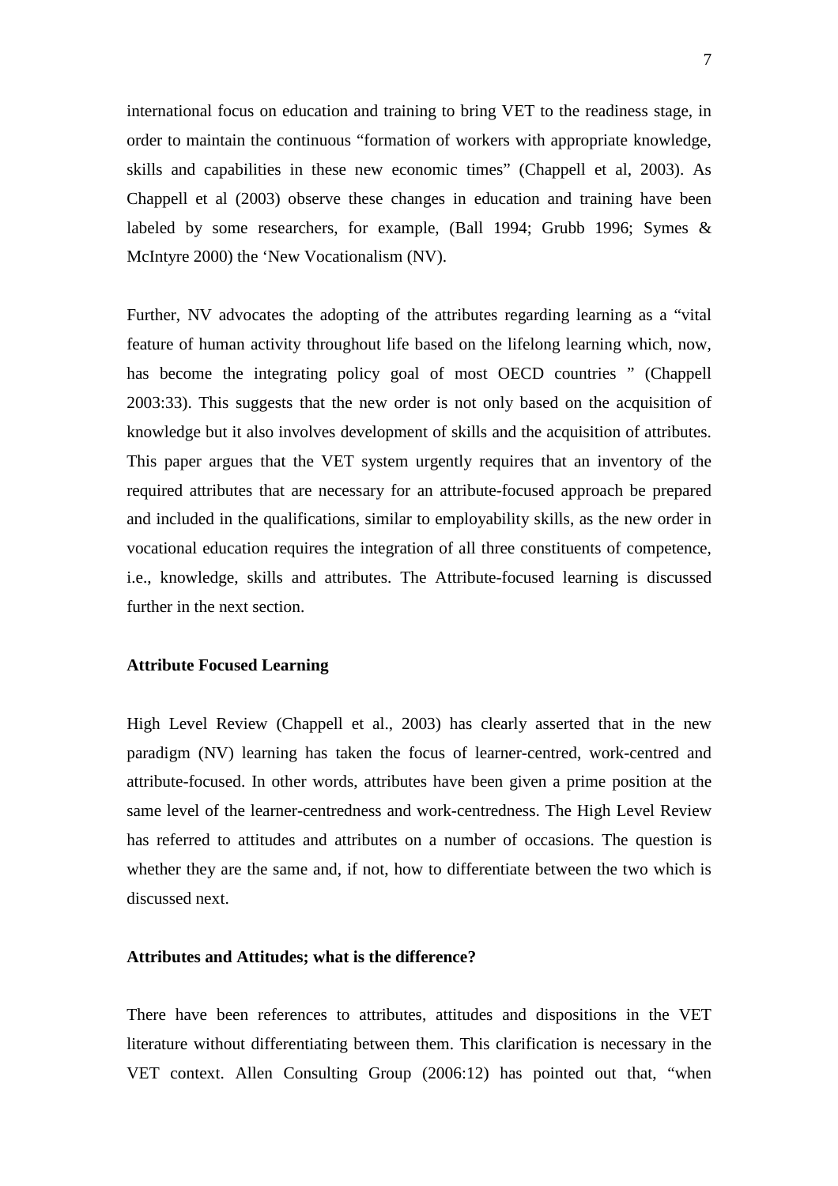international focus on education and training to bring VET to the readiness stage, in order to maintain the continuous "formation of workers with appropriate knowledge, skills and capabilities in these new economic times" (Chappell et al, 2003). As Chappell et al (2003) observe these changes in education and training have been labeled by some researchers, for example, (Ball 1994; Grubb 1996; Symes & McIntyre 2000) the 'New Vocationalism (NV).

Further, NV advocates the adopting of the attributes regarding learning as a "vital feature of human activity throughout life based on the lifelong learning which, now, has become the integrating policy goal of most OECD countries " (Chappell 2003:33). This suggests that the new order is not only based on the acquisition of knowledge but it also involves development of skills and the acquisition of attributes. This paper argues that the VET system urgently requires that an inventory of the required attributes that are necessary for an attribute-focused approach be prepared and included in the qualifications, similar to employability skills, as the new order in vocational education requires the integration of all three constituents of competence, i.e., knowledge, skills and attributes. The Attribute-focused learning is discussed further in the next section.

**Attribute Focused Learning**

High Level Review (Chappell et al., 2003) has clearly asserted that in the new paradigm (NV) learning has taken the focus of learner-centred, work-centred and attribute-focused. In other words, attributes have been given a prime position at the same level of the learner-centredness and work-centredness. The High Level Review has referred to attitudes and attributes on a number of occasions. The question is whether they are the same and, if not, how to differentiate between the two which is discussed next.

**Attributes and Attitudes; what is the difference?**

There have been references to attributes, attitudes and dispositions in the VET literature without differentiating between them. This clarification is necessary in the VET context. Allen Consulting Group (2006:12) has pointed out that, "when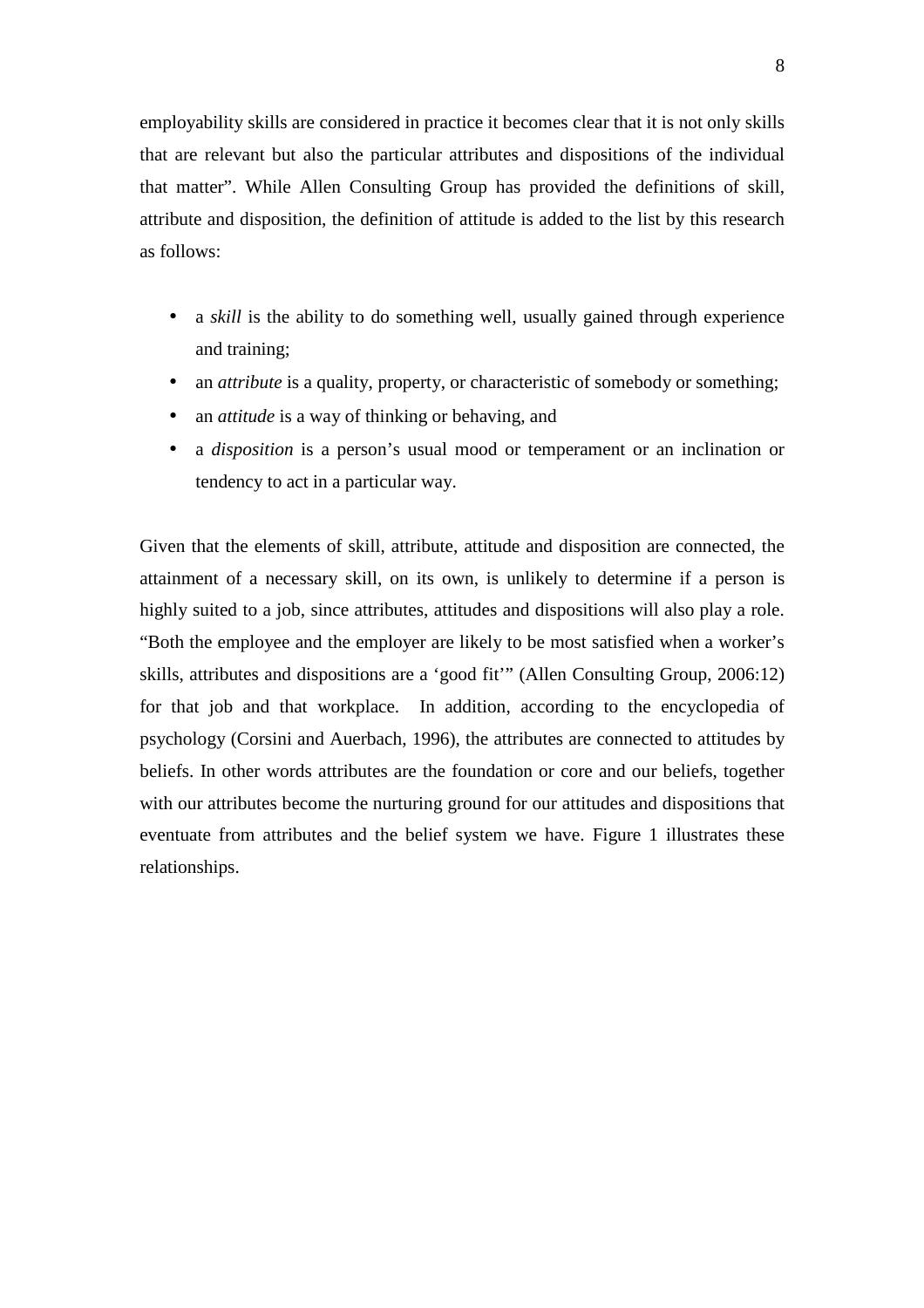employability skills are considered in practice it becomes clear that it is not only skills that are relevant but also the particular attributes and dispositions of the individual that matter". While Allen Consulting Group has provided the definitions of skill, attribute and disposition, the definition of attitude is added to the list by this research as follows:

- a *skill* is the ability to do something well, usually gained through experience and training;
- an *attribute* is a quality, property, or characteristic of somebody or something;
- an *attitude* is a way of thinking or behaving, and
- a *disposition* is a person's usual mood or temperament or an inclination or tendency to act in a particular way.

Given that the elements of skill, attribute, attitude and disposition are connected, the attainment of a necessary skill, on its own, is unlikely to determine if a person is highly suited to a job, since attributes, attitudes and dispositions will also play a role. "Both the employee and the employer are likely to be most satisfied when a worker's skills, attributes and dispositions are a 'good fit'" (Allen Consulting Group, 2006:12) for that job and that workplace. In addition, according to the encyclopedia of psychology (Corsini and Auerbach, 1996), the attributes are connected to attitudes by beliefs. In other words attributes are the foundation or core and our beliefs, together with our attributes become the nurturing ground for our attitudes and dispositions that eventuate from attributes and the belief system we have. Figure 1 illustrates these relationships.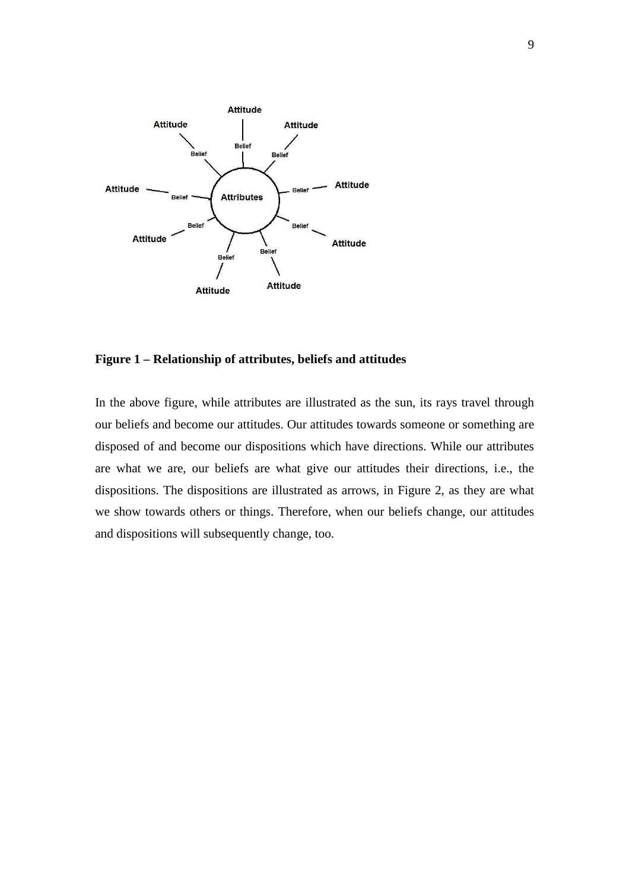**Figure 1 – Relationship of attributes, beliefs and attitudes**

In the above figure, while attributes are illustrated as the sun, its rays travel through our beliefs and become our attitudes. Our attitudes towards someone or something are disposed of and become our dispositions which have directions. While our attributes are what we are, our beliefs are what give our attitudes their directions, i.e., the dispositions. The dispositions are illustrated as arrows, in Figure 2, as they are what we show towards others or things. Therefore, when our beliefs change, our attitudes and dispositions will subsequently change, too.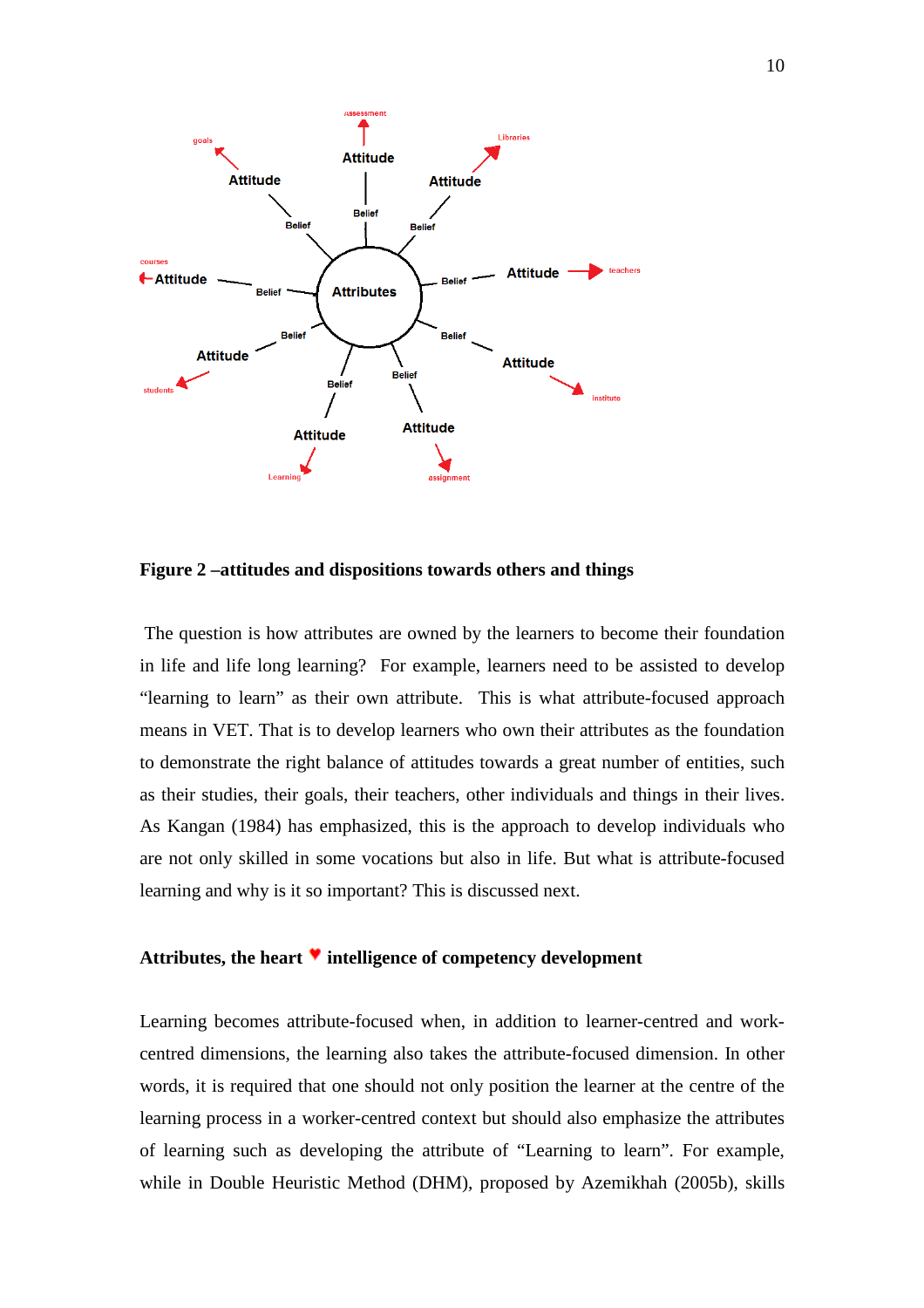Figure 2 –attitudes and dispositions towards others and things

The question is how attributes are owned by the learners to become their foundation in life and life long learning? For example, learners need to be assisted to develop "learning to learn" as their own attribute. This is what attribute-focused approach means in VET. That is to develop learners who own their attributes as the foundation to demonstrate the right balance of attitudes towards a great number of entities, such as their studies, their goals, their teachers, other individuals and things in their lives. As Kangan (1984) has emphasized, this is the approach to develop individuals who are not only skilled in some vocations but also in life. But what is attribute-focused learning and why is it so important? This is discussed next.

**Attributes, the heart ♥ intelligence of competency development**

Learning becomes attribute-focused when, in addition to learner-centred and work-centred dimensions, the learning also takes the attribute-focused dimension. In other words, it is required that one should not only position the learner at the centre of the learning process in a worker-centred context but should also emphasize the attributes of learning such as developing the attribute of "Learning to learn". For example, while in Double Heuristic Method (DHM), proposed by Azemikhah (2005b), skills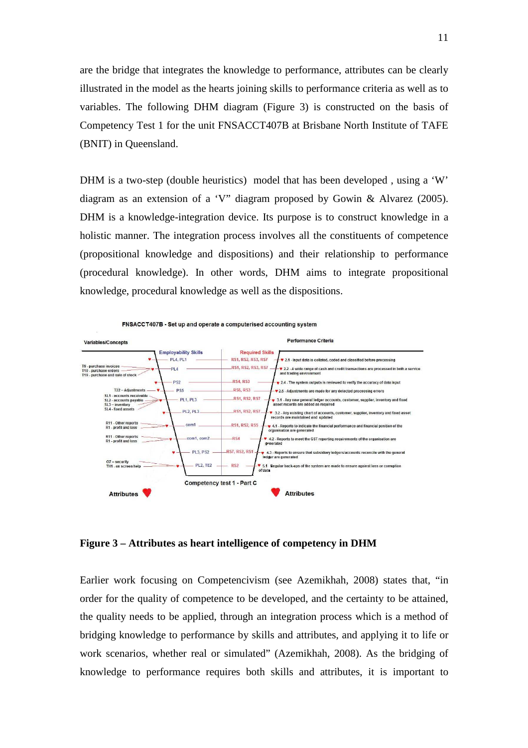are the bridge that integrates the knowledge to performance, attributes can be clearly illustrated in the model as the hearts joining skills to performance criteria as well as to variables. The following DHM diagram (Figure 3) is constructed on the basis of Competency Test 1 for the unit FNSACCT407B at Brisbane North Institute of TAFE (BNIT) in Queensland.

DHM is a two-step (double heuristics) model that has been developed , using a 'W' diagram as an extension of a 'V" diagram proposed by Gowin & Alvarez (2005). DHM is a knowledge-integration device. Its purpose is to construct knowledge in a holistic manner. The integration process involves all the constituents of competence (propositional knowledge and dispositions) and their relationship to performance (procedural knowledge). In other words, DHM aims to integrate propositional knowledge, procedural knowledge as well as the dispositions.

**Figure 3 – Attributes as heart intelligence of competency in DHM**

Earlier work focusing on Competencivism (see Azemikhah, 2008) states that, "in order for the quality of competence to be developed, and the certainty to be attained, the quality needs to be applied, through an integration process which is a method of bridging knowledge to performance by skills and attributes, and applying it to life or work scenarios, whether real or simulated" (Azemikhah, 2008). As the bridging of knowledge to performance requires both skills and attributes, it is important to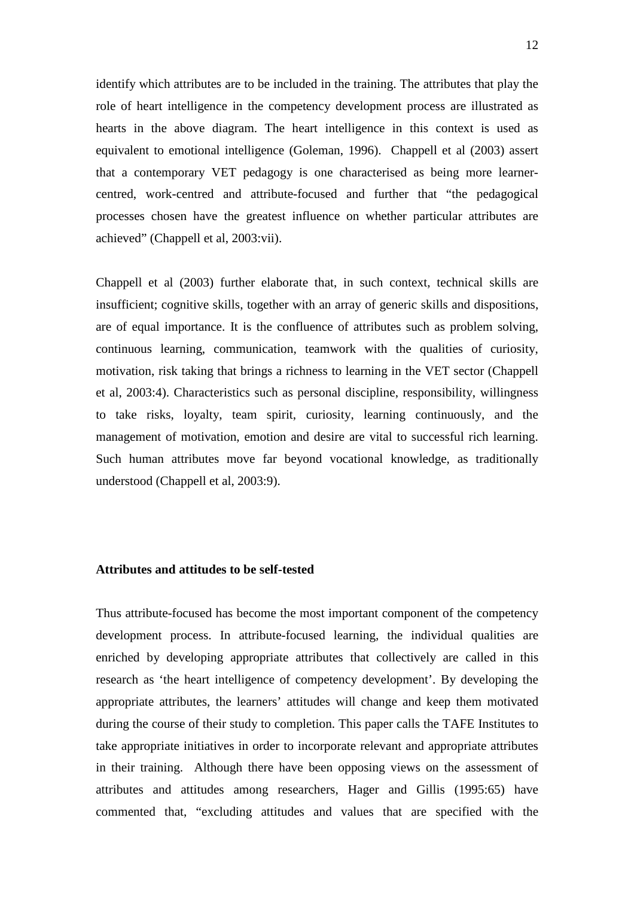identify which attributes are to be included in the training. The attributes that play the role of heart intelligence in the competency development process are illustrated as hearts in the above diagram. The heart intelligence in this context is used as equivalent to emotional intelligence (Goleman, 1996). Chappell et al (2003) assert that a contemporary VET pedagogy is one characterised as being more learner-centred, work-centred and attribute-focused and further that "the pedagogical processes chosen have the greatest influence on whether particular attributes are achieved" (Chappell et al, 2003:vii).

Chappell et al (2003) further elaborate that, in such context, technical skills are insufficient; cognitive skills, together with an array of generic skills and dispositions, are of equal importance. It is the confluence of attributes such as problem solving, continuous learning, communication, teamwork with the qualities of curiosity, motivation, risk taking that brings a richness to learning in the VET sector (Chappell et al, 2003:4). Characteristics such as personal discipline, responsibility, willingness to take risks, loyalty, team spirit, curiosity, learning continuously, and the management of motivation, emotion and desire are vital to successful rich learning. Such human attributes move far beyond vocational knowledge, as traditionally understood (Chappell et al, 2003:9).

**Attributes and attitudes to be self-tested**

Thus attribute-focused has become the most important component of the competency development process. In attribute-focused learning, the individual qualities are enriched by developing appropriate attributes that collectively are called in this research as 'the heart intelligence of competency development'. By developing the appropriate attributes, the learners' attitudes will change and keep them motivated during the course of their study to completion. This paper calls the TAFE Institutes to take appropriate initiatives in order to incorporate relevant and appropriate attributes in their training. Although there have been opposing views on the assessment of attributes and attitudes among researchers, Hager and Gillis (1995:65) have commented that, "excluding attitudes and values that are specified with the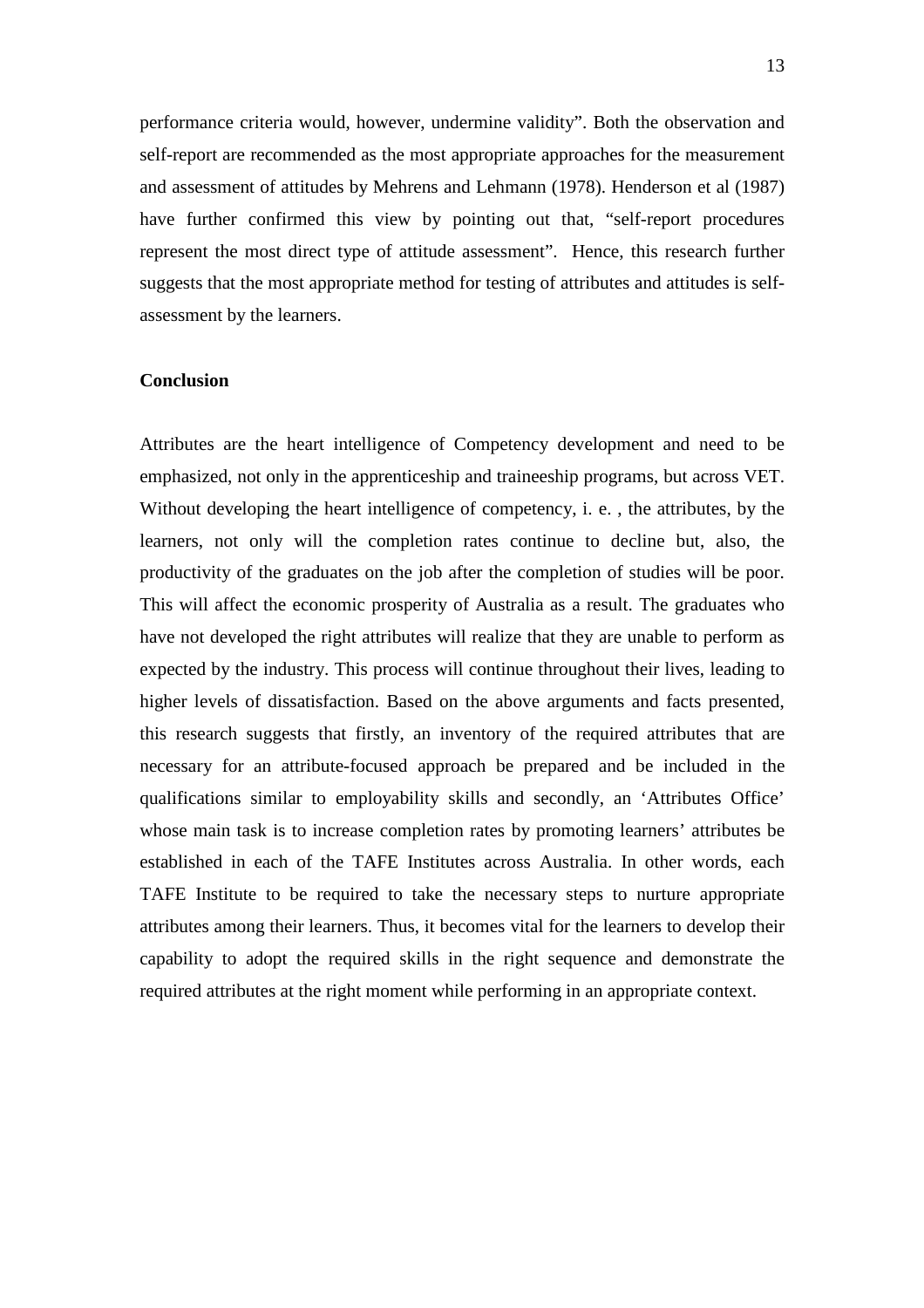performance criteria would, however, undermine validity". Both the observation and self-report are recommended as the most appropriate approaches for the measurement and assessment of attitudes by Mehrens and Lehmann (1978). Henderson et al (1987) have further confirmed this view by pointing out that, "self-report procedures represent the most direct type of attitude assessment". Hence, this research further suggests that the most appropriate method for testing of attributes and attitudes is self-assessment by the learners.

**Conclusion**

Attributes are the heart intelligence of Competency development and need to be emphasized, not only in the apprenticeship and traineeship programs, but across VET. Without developing the heart intelligence of competency, i. e. , the attributes, by the learners, not only will the completion rates continue to decline but, also, the productivity of the graduates on the job after the completion of studies will be poor. This will affect the economic prosperity of Australia as a result. The graduates who have not developed the right attributes will realize that they are unable to perform as expected by the industry. This process will continue throughout their lives, leading to higher levels of dissatisfaction. Based on the above arguments and facts presented, this research suggests that firstly, an inventory of the required attributes that are necessary for an attribute-focused approach be prepared and be included in the qualifications similar to employability skills and secondly, an 'Attributes Office' whose main task is to increase completion rates by promoting learners' attributes be established in each of the TAFE Institutes across Australia. In other words, each TAFE Institute to be required to take the necessary steps to nurture appropriate attributes among their learners. Thus, it becomes vital for the learners to develop their capability to adopt the required skills in the right sequence and demonstrate the required attributes at the right moment while performing in an appropriate context.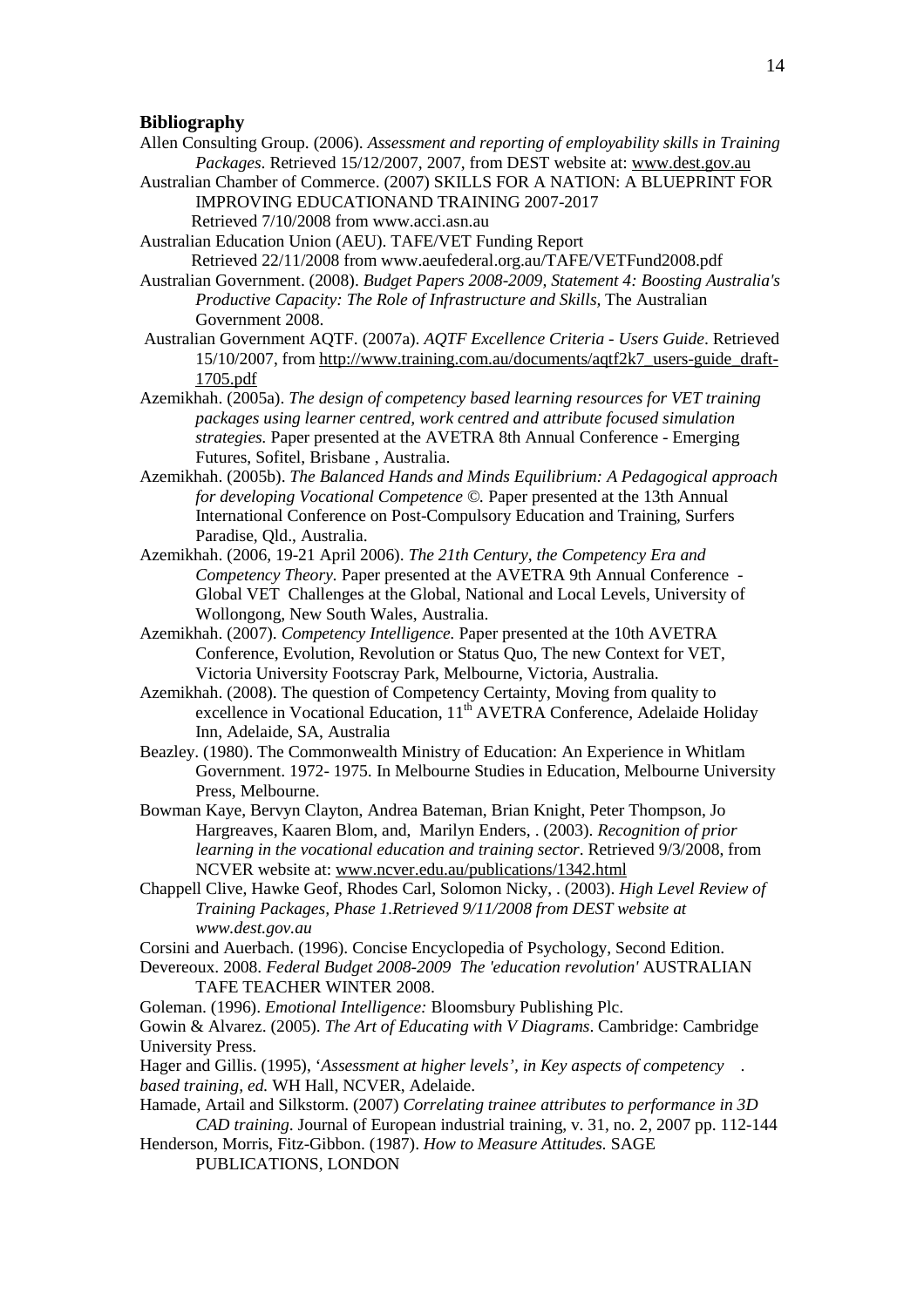## Bibliography

Allen Consulting Group. (2006). *Assessment and reporting of employability skills in Training Packages*. Retrieved 15/12/2007, 2007, from DEST website at: www.dest.gov.au

Australian Chamber of Commerce. (2007) SKILLS FOR A NATION: A BLUEPRINT FOR IMPROVING EDUCATIONAND TRAINING 2007-2017 Retrieved 7/10/2008 from www.acci.asn.au

Australian Education Union (AEU). TAFE/VET Funding Report Retrieved 22/11/2008 from www.aeufederal.org.au/TAFE/VETFund2008.pdf

Australian Government. (2008). *Budget Papers 2008-2009, Statement 4: Boosting Australia's Productive Capacity: The Role of Infrastructure and Skills,* The Australian Government 2008.

Australian Government AQTF. (2007a). *AQTF Excellence Criteria - Users Guide*. Retrieved 15/10/2007, from http://www.training.com.au/documents/aqtf2k7_users-guide_draft-1705.pdf

Azemikhah. (2005a). *The design of competency based learning resources for VET training packages using learner centred, work centred and attribute focused simulation strategies.* Paper presented at the AVETRA 8th Annual Conference - Emerging Futures, Sofitel, Brisbane , Australia.

Azemikhah. (2005b). *The Balanced Hands and Minds Equilibrium: A Pedagogical approach for developing Vocational Competence ©.* Paper presented at the 13th Annual International Conference on Post-Compulsory Education and Training, Surfers Paradise, Qld., Australia.

Azemikhah. (2006, 19-21 April 2006). *The 21th Century, the Competency Era and Competency Theory.* Paper presented at the AVETRA 9th Annual Conference - Global VET Challenges at the Global, National and Local Levels, University of Wollongong, New South Wales, Australia.

Azemikhah. (2007). *Competency Intelligence.* Paper presented at the 10th AVETRA Conference, Evolution, Revolution or Status Quo, The new Context for VET, Victoria University Footscray Park, Melbourne, Victoria, Australia.

Azemikhah. (2008). The question of Competency Certainty, Moving from quality to excellence in Vocational Education, 11th AVETRA Conference, Adelaide Holiday Inn, Adelaide, SA, Australia

Beazley. (1980). The Commonwealth Ministry of Education: An Experience in Whitlam Government. 1972- 1975. In Melbourne Studies in Education, Melbourne University Press, Melbourne.

Bowman Kaye, Bervyn Clayton, Andrea Bateman, Brian Knight, Peter Thompson, Jo Hargreaves, Kaaren Blom, and, Marilyn Enders, . (2003). *Recognition of prior learning in the vocational education and training sector*. Retrieved 9/3/2008, from NCVER website at: www.ncver.edu.au/publications/1342.html

Chappell Clive, Hawke Geof, Rhodes Carl, Solomon Nicky, . (2003). *High Level Review of Training Packages, Phase 1.Retrieved 9/11/2008 from DEST website at www.dest.gov.au*

Corsini and Auerbach. (1996). Concise Encyclopedia of Psychology, Second Edition.

Devereoux. 2008. *Federal Budget 2008-2009 The 'education revolution'* AUSTRALIAN TAFE TEACHER WINTER 2008.

Goleman. (1996). *Emotional Intelligence:* Bloomsbury Publishing Plc.

Gowin & Alvarez. (2005). *The Art of Educating with V Diagrams*. Cambridge: Cambridge University Press.

Hager and Gillis. (1995), '*Assessment at higher levels', in Key aspects of competency . based training, ed.* WH Hall, NCVER, Adelaide.

Hamade, Artail and Silkstorm. (2007) *Correlating trainee attributes to performance in 3D CAD training*. Journal of European industrial training, v. 31, no. 2, 2007 pp. 112-144

Henderson, Morris, Fitz-Gibbon. (1987). *How to Measure Attitudes.* SAGE PUBLICATIONS, LONDON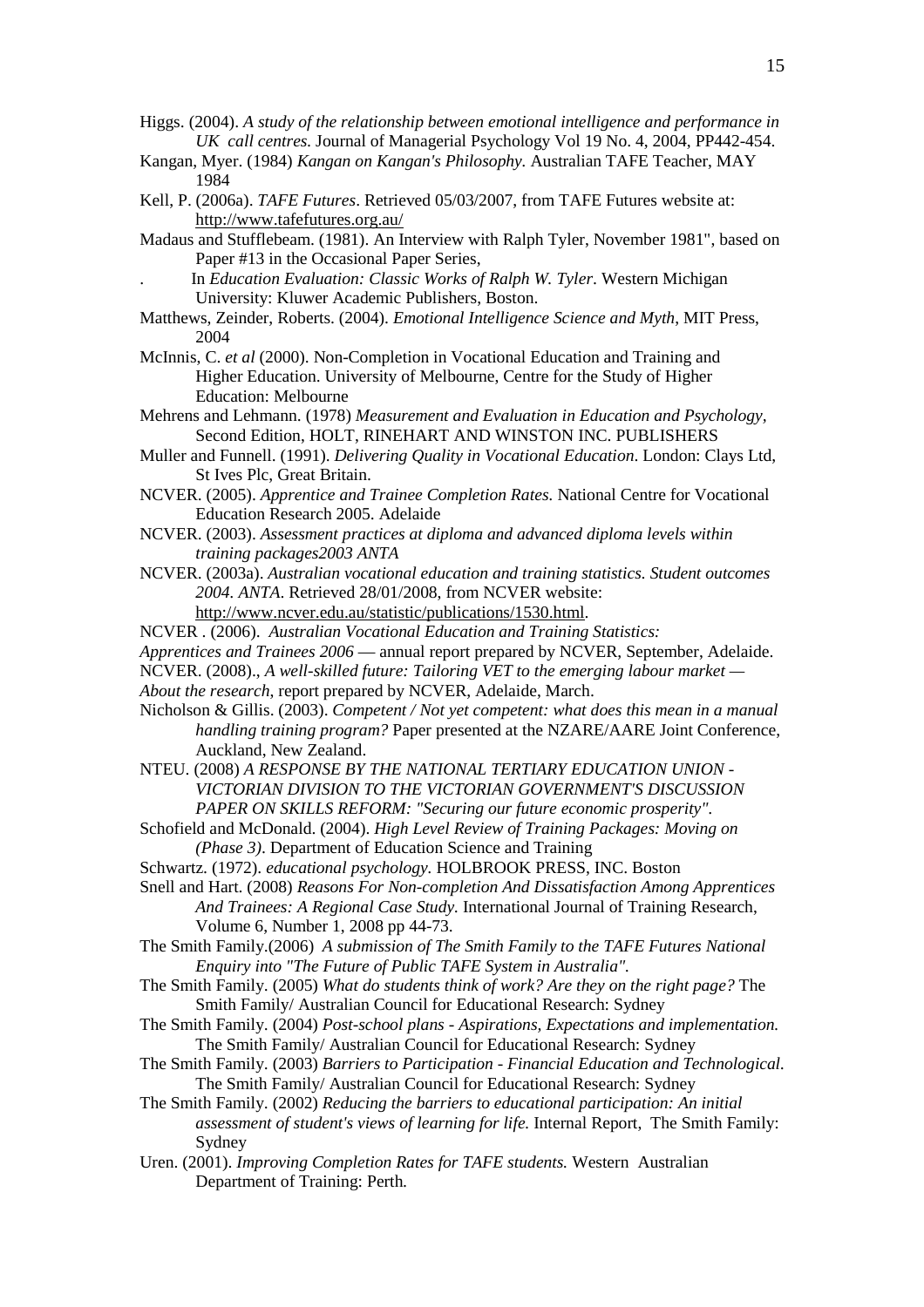Higgs. (2004). *A study of the relationship between emotional intelligence and performance in UK call centres.* Journal of Managerial Psychology Vol 19 No. 4, 2004, PP442-454.

Kangan, Myer. (1984) *Kangan on Kangan's Philosophy.* Australian TAFE Teacher, MAY 1984

Kell, P. (2006a). *TAFE Futures*. Retrieved 05/03/2007, from TAFE Futures website at: http://www.tafefutures.org.au/

Madaus and Stufflebeam. (1981). An Interview with Ralph Tyler, November 1981", based on Paper #13 in the Occasional Paper Series,

. In *Education Evaluation: Classic Works of Ralph W. Tyler*. Western Michigan University: Kluwer Academic Publishers, Boston.

Matthews, Zeinder, Roberts. (2004). *Emotional Intelligence Science and Myth*, MIT Press, 2004

McInnis, C. *et al* (2000). Non-Completion in Vocational Education and Training and Higher Education. University of Melbourne, Centre for the Study of Higher Education: Melbourne

Mehrens and Lehmann. (1978) *Measurement and Evaluation in Education and Psychology*, Second Edition, HOLT, RINEHART AND WINSTON INC. PUBLISHERS

Muller and Funnell. (1991). *Delivering Quality in Vocational Education*. London: Clays Ltd, St Ives Plc, Great Britain.

NCVER. (2005). *Apprentice and Trainee Completion Rates.* National Centre for Vocational Education Research 2005. Adelaide

NCVER. (2003). *Assessment practices at diploma and advanced diploma levels within training packages2003 ANTA*

NCVER. (2003a). *Australian vocational education and training statistics. Student outcomes 2004. ANTA*. Retrieved 28/01/2008, from NCVER website: http://www.ncver.edu.au/statistic/publications/1530.html.

NCVER . (2006). *Australian Vocational Education and Training Statistics: Apprentices and Trainees 2006* — annual report prepared by NCVER, September, Adelaide.

NCVER. (2008)., *A well-skilled future: Tailoring VET to the emerging labour market — About the research*, report prepared by NCVER, Adelaide, March.

Nicholson & Gillis. (2003). *Competent / Not yet competent: what does this mean in a manual handling training program?* Paper presented at the NZARE/AARE Joint Conference, Auckland, New Zealand.

NTEU. (2008) *A RESPONSE BY THE NATIONAL TERTIARY EDUCATION UNION - VICTORIAN DIVISION TO THE VICTORIAN GOVERNMENT'S DISCUSSION PAPER ON SKILLS REFORM: "Securing our future economic prosperity".*

Schofield and McDonald. (2004). *High Level Review of Training Packages: Moving on (Phase 3)*. Department of Education Science and Training

Schwartz. (1972). *educational psychology.* HOLBROOK PRESS, INC. Boston

Snell and Hart. (2008) *Reasons For Non-completion And Dissatisfaction Among Apprentices And Trainees: A Regional Case Study.* International Journal of Training Research, Volume 6, Number 1, 2008 pp 44-73.

The Smith Family.(2006) *A submission of The Smith Family to the TAFE Futures National Enquiry into "The Future of Public TAFE System in Australia".*

The Smith Family. (2005) *What do students think of work? Are they on the right page?* The Smith Family/ Australian Council for Educational Research: Sydney

The Smith Family. (2004) *Post-school plans - Aspirations, Expectations and implementation.* The Smith Family/ Australian Council for Educational Research: Sydney

The Smith Family. (2003) *Barriers to Participation - Financial Education and Technological.* The Smith Family/ Australian Council for Educational Research: Sydney

The Smith Family. (2002) *Reducing the barriers to educational participation: An initial assessment of student's views of learning for life.* Internal Report, The Smith Family: Sydney

Uren. (2001). *Improving Completion Rates for TAFE students.* Western Australian Department of Training: Perth.